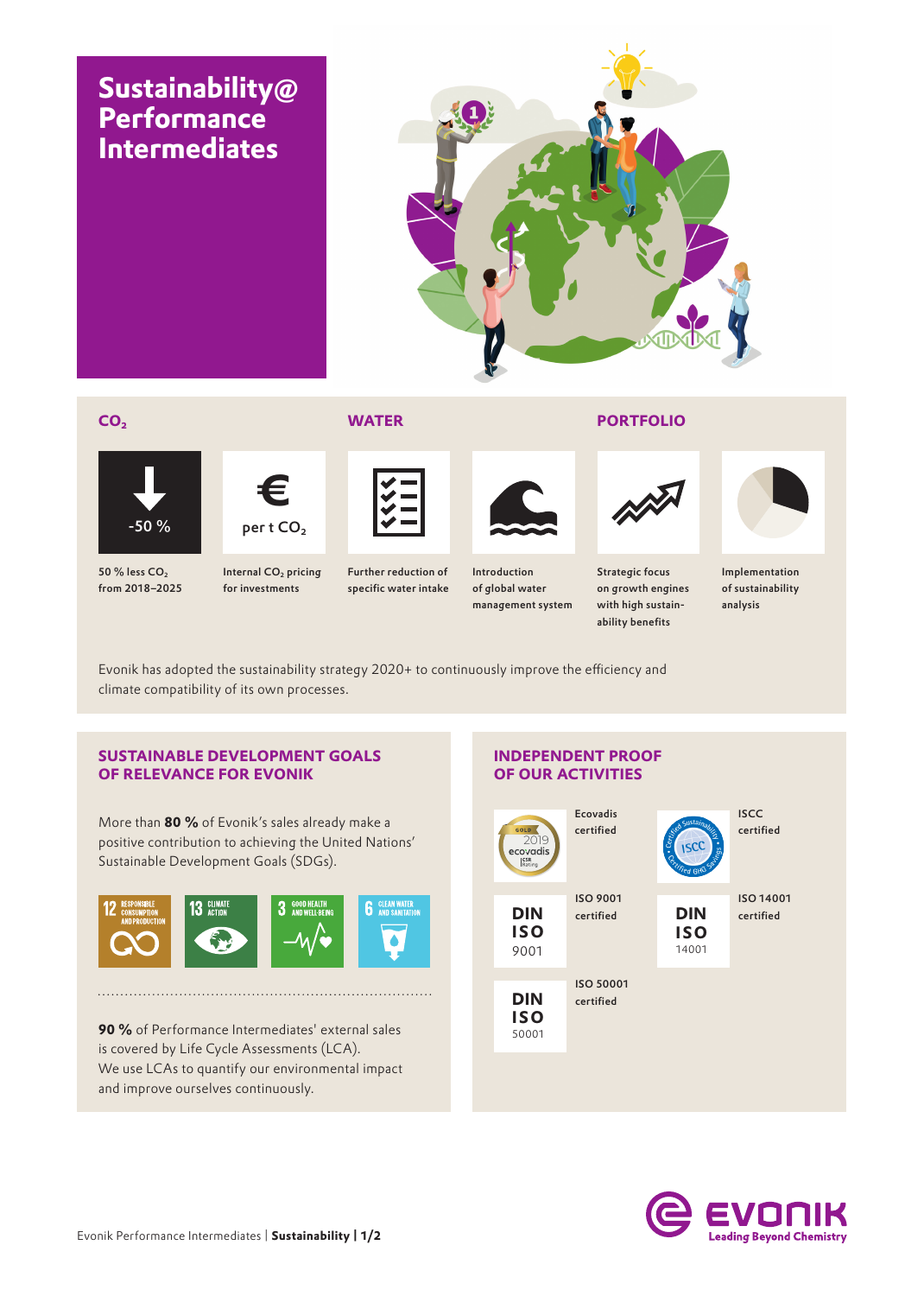# Sustainability@ Performance Intermediates

## $CO_2$

-50 %

50 % less $CO_2$ from 2018–2025

€ per t $CO_2$

Internal $CO_2$ pricing for investments

## WATER

Further reduction of specific water intake

Introduction of global water management system

## PORTFOLIO

Strategic focus on growth engines with high sustainability benefits

Implementation of sustainability analysis

Evonik has adopted the sustainability strategy 2020+ to continuously improve the efficiency and climate compatibility of its own processes.

## SUSTAINABLE DEVELOPMENT GOALS OF RELEVANCE FOR EVONIK

More than **80 %** of Evonik's sales already make a positive contribution to achieving the United Nations' Sustainable Development Goals (SDGs).

12 RESPONSIBLE CONSUMPTION AND PRODUCTION

13 CLIMATE ACTION

3 GOOD HEALTH AND WELL-BEING

6 CLEAN WATER AND SANITATION

**90 %** of Performance Intermediates' external sales is covered by Life Cycle Assessments (LCA). We use LCAs to quantify our environmental impact and improve ourselves continuously.

## INDEPENDENT PROOF OF OUR ACTIVITIES

- Ecovadis certified (GOLD 2019 ecovadis CSR Rating)
- ISCC certified
- ISO 9001 certified (DIN ISO 9001)
- ISO 14001 certified (DIN ISO 14001)
- ISO 50001 certified (DIN ISO 50001)

EVONIK Leading Beyond Chemistry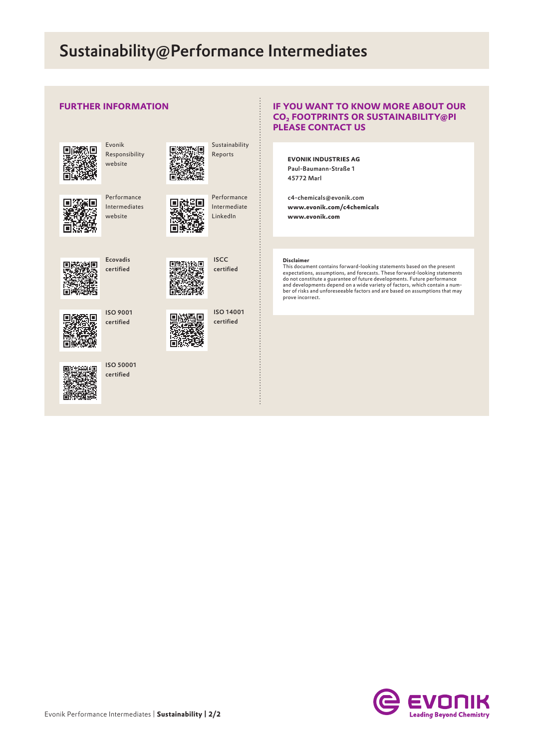# Sustainability@Performance Intermediates

## FURTHER INFORMATION

- Evonik Responsibility website
- Sustainability Reports
- Performance Intermediates website
- Performance Intermediate LinkedIn
- **Ecovadis certified**
- **ISCC certified**
- **ISO 9001 certified**
- **ISO 14001 certified**
- **ISO 50001 certified**

## IF YOU WANT TO KNOW MORE ABOUT OUR $CO_2$ FOOTPRINTS OR SUSTAINABILITY@PI PLEASE CONTACT US

**EVONIK INDUSTRIES AG**
Paul-Baumann-Straße 1
45772 Marl

c4-chemicals@evonik.com
**www.evonik.com/c4chemicals**
**www.evonik.com**

**Disclaimer**
This document contains forward-looking statements based on the present expectations, assumptions, and forecasts. These forward-looking statements do not constitute a guarantee of future developments. Future performance and developments depend on a wide variety of factors, which contain a number of risks and unforeseeable factors and are based on assumptions that may prove incorrect.

EVONIK
Leading Beyond Chemistry